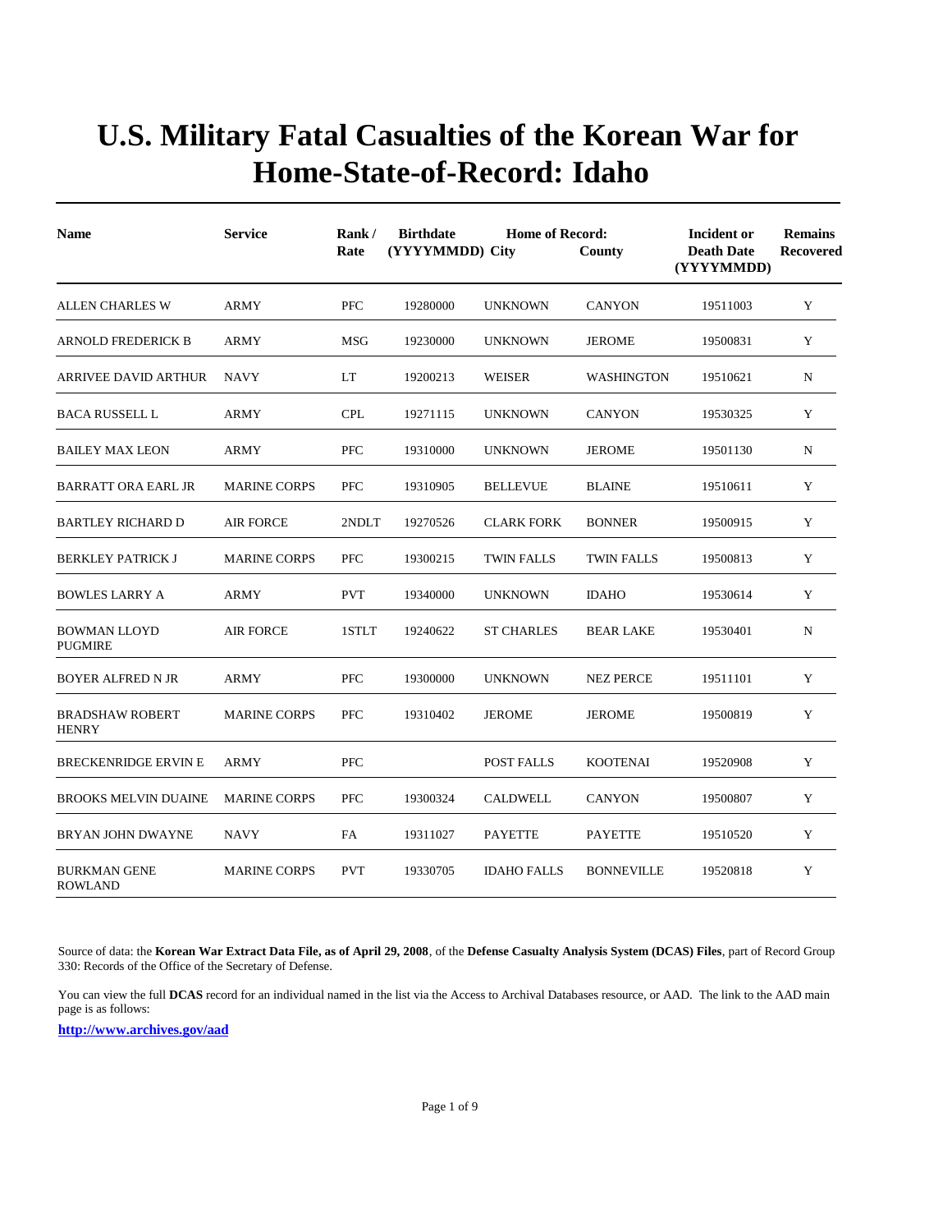# U.S. Military Fatal Casualties of the Korean War for Home-State-of-Record: Idaho

| Name | Service | Rank / Rate | Birthdate (YYYYMMDD) | Home of Record: City | County | Incident or Death Date (YYYYMMDD) | Remains Recovered |
|---|---|---|---|---|---|---|---|
| ALLEN CHARLES W | ARMY | PFC | 19280000 | UNKNOWN | CANYON | 19511003 | Y |
| ARNOLD FREDERICK B | ARMY | MSG | 19230000 | UNKNOWN | JEROME | 19500831 | Y |
| ARRIVEE DAVID ARTHUR | NAVY | LT | 19200213 | WEISER | WASHINGTON | 19510621 | N |
| BACA RUSSELL L | ARMY | CPL | 19271115 | UNKNOWN | CANYON | 19530325 | Y |
| BAILEY MAX LEON | ARMY | PFC | 19310000 | UNKNOWN | JEROME | 19501130 | N |
| BARRATT ORA EARL JR | MARINE CORPS | PFC | 19310905 | BELLEVUE | BLAINE | 19510611 | Y |
| BARTLEY RICHARD D | AIR FORCE | 2NDLT | 19270526 | CLARK FORK | BONNER | 19500915 | Y |
| BERKLEY PATRICK J | MARINE CORPS | PFC | 19300215 | TWIN FALLS | TWIN FALLS | 19500813 | Y |
| BOWLES LARRY A | ARMY | PVT | 19340000 | UNKNOWN | IDAHO | 19530614 | Y |
| BOWMAN LLOYD PUGMIRE | AIR FORCE | 1STLT | 19240622 | ST CHARLES | BEAR LAKE | 19530401 | N |
| BOYER ALFRED N JR | ARMY | PFC | 19300000 | UNKNOWN | NEZ PERCE | 19511101 | Y |
| BRADSHAW ROBERT HENRY | MARINE CORPS | PFC | 19310402 | JEROME | JEROME | 19500819 | Y |
| BRECKENRIDGE ERVIN E | ARMY | PFC | | POST FALLS | KOOTENAI | 19520908 | Y |
| BROOKS MELVIN DUAINE | MARINE CORPS | PFC | 19300324 | CALDWELL | CANYON | 19500807 | Y |
| BRYAN JOHN DWAYNE | NAVY | FA | 19311027 | PAYETTE | PAYETTE | 19510520 | Y |
| BURKMAN GENE ROWLAND | MARINE CORPS | PVT | 19330705 | IDAHO FALLS | BONNEVILLE | 19520818 | Y |

Source of data: the **Korean War Extract Data File, as of April 29, 2008**, of the **Defense Casualty Analysis System (DCAS) Files**, part of Record Group 330: Records of the Office of the Secretary of Defense.

You can view the full **DCAS** record for an individual named in the list via the Access to Archival Databases resource, or AAD. The link to the AAD main page is as follows:

**http://www.archives.gov/aad**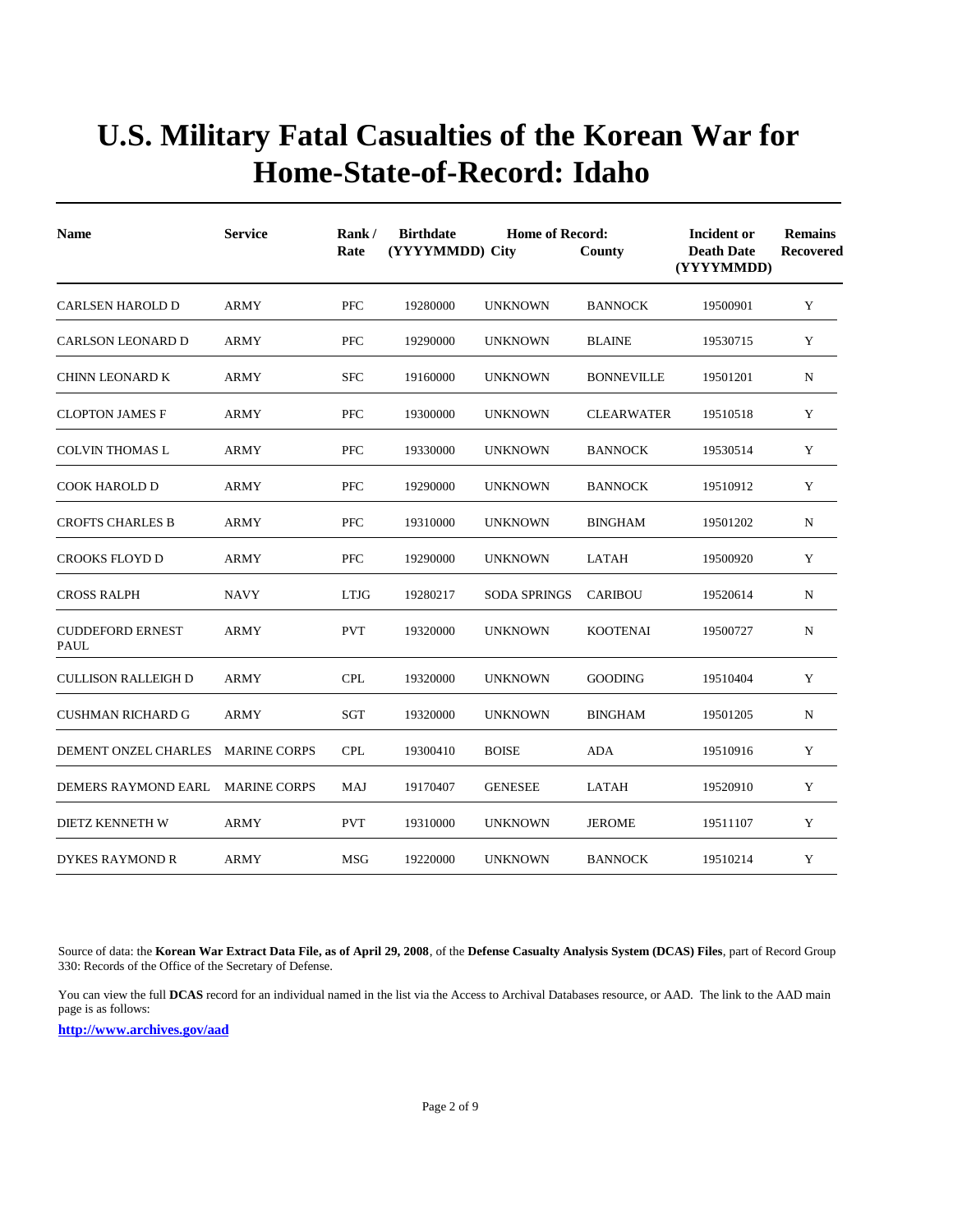# U.S. Military Fatal Casualties of the Korean War for Home-State-of-Record: Idaho

| Name | Service | Rank / Rate | Birthdate (YYYYMMDD) | Home of Record: City | County | Incident or Death Date (YYYYMMDD) | Remains Recovered |
|---|---|---|---|---|---|---|---|
| CARLSEN HAROLD D | ARMY | PFC | 19280000 | UNKNOWN | BANNOCK | 19500901 | Y |
| CARLSON LEONARD D | ARMY | PFC | 19290000 | UNKNOWN | BLAINE | 19530715 | Y |
| CHINN LEONARD K | ARMY | SFC | 19160000 | UNKNOWN | BONNEVILLE | 19501201 | N |
| CLOPTON JAMES F | ARMY | PFC | 19300000 | UNKNOWN | CLEARWATER | 19510518 | Y |
| COLVIN THOMAS L | ARMY | PFC | 19330000 | UNKNOWN | BANNOCK | 19530514 | Y |
| COOK HAROLD D | ARMY | PFC | 19290000 | UNKNOWN | BANNOCK | 19510912 | Y |
| CROFTS CHARLES B | ARMY | PFC | 19310000 | UNKNOWN | BINGHAM | 19501202 | N |
| CROOKS FLOYD D | ARMY | PFC | 19290000 | UNKNOWN | LATAH | 19500920 | Y |
| CROSS RALPH | NAVY | LTJG | 19280217 | SODA SPRINGS | CARIBOU | 19520614 | N |
| CUDDEFORD ERNEST PAUL | ARMY | PVT | 19320000 | UNKNOWN | KOOTENAI | 19500727 | N |
| CULLISON RALLEIGH D | ARMY | CPL | 19320000 | UNKNOWN | GOODING | 19510404 | Y |
| CUSHMAN RICHARD G | ARMY | SGT | 19320000 | UNKNOWN | BINGHAM | 19501205 | N |
| DEMENT ONZEL CHARLES | MARINE CORPS | CPL | 19300410 | BOISE | ADA | 19510916 | Y |
| DEMERS RAYMOND EARL | MARINE CORPS | MAJ | 19170407 | GENESEE | LATAH | 19520910 | Y |
| DIETZ KENNETH W | ARMY | PVT | 19310000 | UNKNOWN | JEROME | 19511107 | Y |
| DYKES RAYMOND R | ARMY | MSG | 19220000 | UNKNOWN | BANNOCK | 19510214 | Y |

Source of data: the **Korean War Extract Data File, as of April 29, 2008**, of the **Defense Casualty Analysis System (DCAS) Files**, part of Record Group 330: Records of the Office of the Secretary of Defense.

You can view the full **DCAS** record for an individual named in the list via the Access to Archival Databases resource, or AAD. The link to the AAD main page is as follows:

**http://www.archives.gov/aad**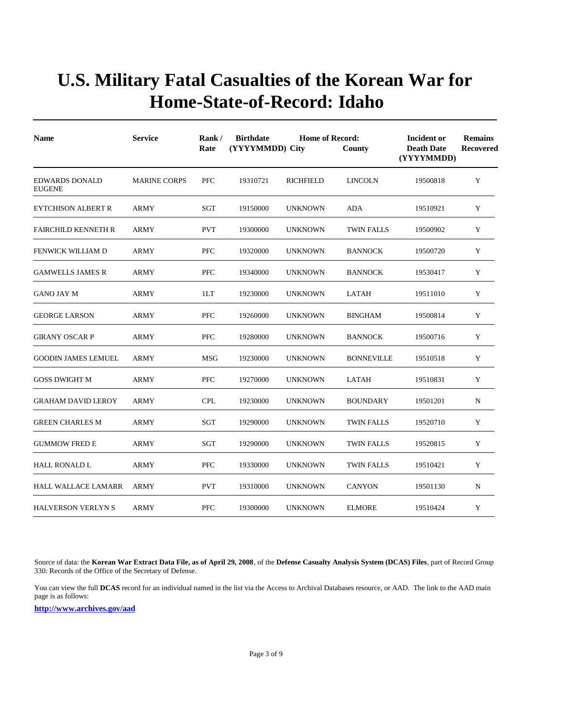# U.S. Military Fatal Casualties of the Korean War for Home-State-of-Record: Idaho

| Name | Service | Rank / Rate | Birthdate (YYYYMMDD) | Home of Record: City | County | Incident or Death Date (YYYYMMDD) | Remains Recovered |
|---|---|---|---|---|---|---|---|
| EDWARDS DONALD EUGENE | MARINE CORPS | PFC | 19310721 | RICHFIELD | LINCOLN | 19500818 | Y |
| EYTCHISON ALBERT R | ARMY | SGT | 19150000 | UNKNOWN | ADA | 19510921 | Y |
| FAIRCHILD KENNETH R | ARMY | PVT | 19300000 | UNKNOWN | TWIN FALLS | 19500902 | Y |
| FENWICK WILLIAM D | ARMY | PFC | 19320000 | UNKNOWN | BANNOCK | 19500720 | Y |
| GAMWELLS JAMES R | ARMY | PFC | 19340000 | UNKNOWN | BANNOCK | 19530417 | Y |
| GANO JAY M | ARMY | 1LT | 19230000 | UNKNOWN | LATAH | 19511010 | Y |
| GEORGE LARSON | ARMY | PFC | 19260000 | UNKNOWN | BINGHAM | 19500814 | Y |
| GIRANY OSCAR P | ARMY | PFC | 19280000 | UNKNOWN | BANNOCK | 19500716 | Y |
| GOODIN JAMES LEMUEL | ARMY | MSG | 19230000 | UNKNOWN | BONNEVILLE | 19510518 | Y |
| GOSS DWIGHT M | ARMY | PFC | 19270000 | UNKNOWN | LATAH | 19510831 | Y |
| GRAHAM DAVID LEROY | ARMY | CPL | 19230000 | UNKNOWN | BOUNDARY | 19501201 | N |
| GREEN CHARLES M | ARMY | SGT | 19290000 | UNKNOWN | TWIN FALLS | 19520710 | Y |
| GUMMOW FRED E | ARMY | SGT | 19290000 | UNKNOWN | TWIN FALLS | 19520815 | Y |
| HALL RONALD L | ARMY | PFC | 19330000 | UNKNOWN | TWIN FALLS | 19510421 | Y |
| HALL WALLACE LAMARR | ARMY | PVT | 19310000 | UNKNOWN | CANYON | 19501130 | N |
| HALVERSON VERLYN S | ARMY | PFC | 19300000 | UNKNOWN | ELMORE | 19510424 | Y |

Source of data: the **Korean War Extract Data File, as of April 29, 2008**, of the **Defense Casualty Analysis System (DCAS) Files**, part of Record Group 330: Records of the Office of the Secretary of Defense.

You can view the full **DCAS** record for an individual named in the list via the Access to Archival Databases resource, or AAD. The link to the AAD main page is as follows:

**http://www.archives.gov/aad**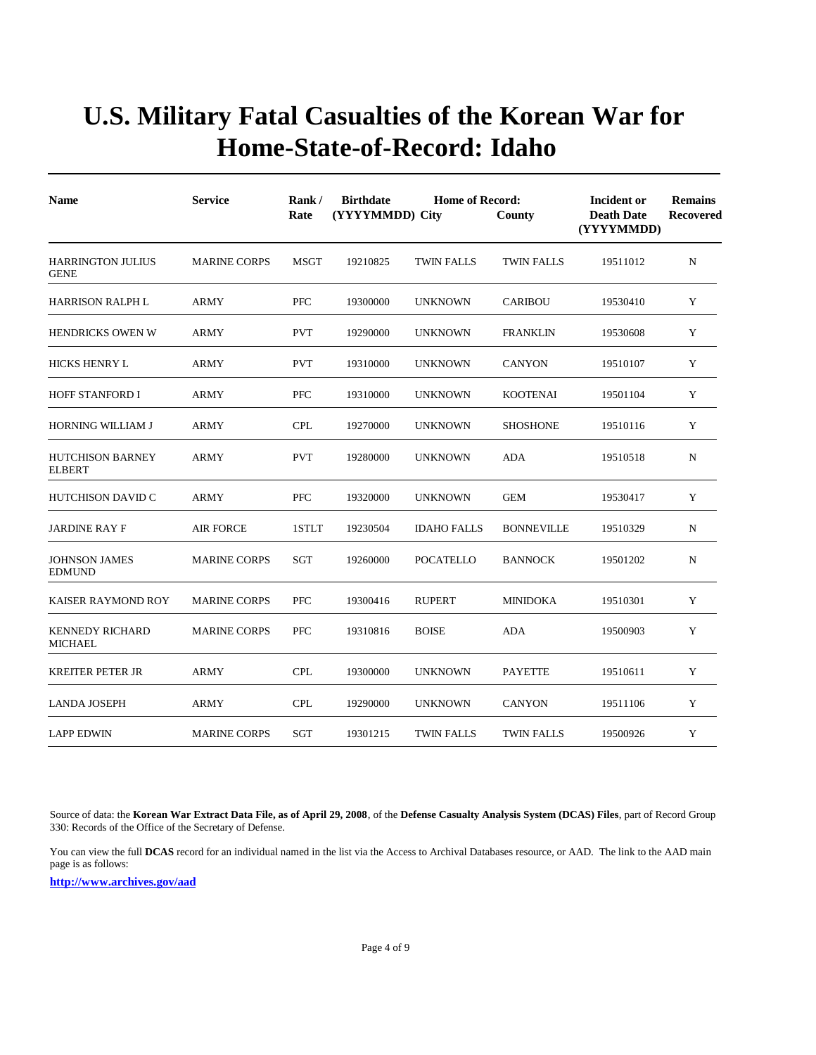# U.S. Military Fatal Casualties of the Korean War for Home-State-of-Record: Idaho

| Name | Service | Rank / Rate | Birthdate (YYYYMMDD) | Home of Record: City | County | Incident or Death Date (YYYYMMDD) | Remains Recovered |
|---|---|---|---|---|---|---|---|
| HARRINGTON JULIUS GENE | MARINE CORPS | MSGT | 19210825 | TWIN FALLS | TWIN FALLS | 19511012 | N |
| HARRISON RALPH L | ARMY | PFC | 19300000 | UNKNOWN | CARIBOU | 19530410 | Y |
| HENDRICKS OWEN W | ARMY | PVT | 19290000 | UNKNOWN | FRANKLIN | 19530608 | Y |
| HICKS HENRY L | ARMY | PVT | 19310000 | UNKNOWN | CANYON | 19510107 | Y |
| HOFF STANFORD I | ARMY | PFC | 19310000 | UNKNOWN | KOOTENAI | 19501104 | Y |
| HORNING WILLIAM J | ARMY | CPL | 19270000 | UNKNOWN | SHOSHONE | 19510116 | Y |
| HUTCHISON BARNEY ELBERT | ARMY | PVT | 19280000 | UNKNOWN | ADA | 19510518 | N |
| HUTCHISON DAVID C | ARMY | PFC | 19320000 | UNKNOWN | GEM | 19530417 | Y |
| JARDINE RAY F | AIR FORCE | 1STLT | 19230504 | IDAHO FALLS | BONNEVILLE | 19510329 | N |
| JOHNSON JAMES EDMUND | MARINE CORPS | SGT | 19260000 | POCATELLO | BANNOCK | 19501202 | N |
| KAISER RAYMOND ROY | MARINE CORPS | PFC | 19300416 | RUPERT | MINIDOKA | 19510301 | Y |
| KENNEDY RICHARD MICHAEL | MARINE CORPS | PFC | 19310816 | BOISE | ADA | 19500903 | Y |
| KREITER PETER JR | ARMY | CPL | 19300000 | UNKNOWN | PAYETTE | 19510611 | Y |
| LANDA JOSEPH | ARMY | CPL | 19290000 | UNKNOWN | CANYON | 19511106 | Y |
| LAPP EDWIN | MARINE CORPS | SGT | 19301215 | TWIN FALLS | TWIN FALLS | 19500926 | Y |

Source of data: the **Korean War Extract Data File, as of April 29, 2008**, of the **Defense Casualty Analysis System (DCAS) Files**, part of Record Group 330: Records of the Office of the Secretary of Defense.

You can view the full **DCAS** record for an individual named in the list via the Access to Archival Databases resource, or AAD. The link to the AAD main page is as follows:

**http://www.archives.gov/aad**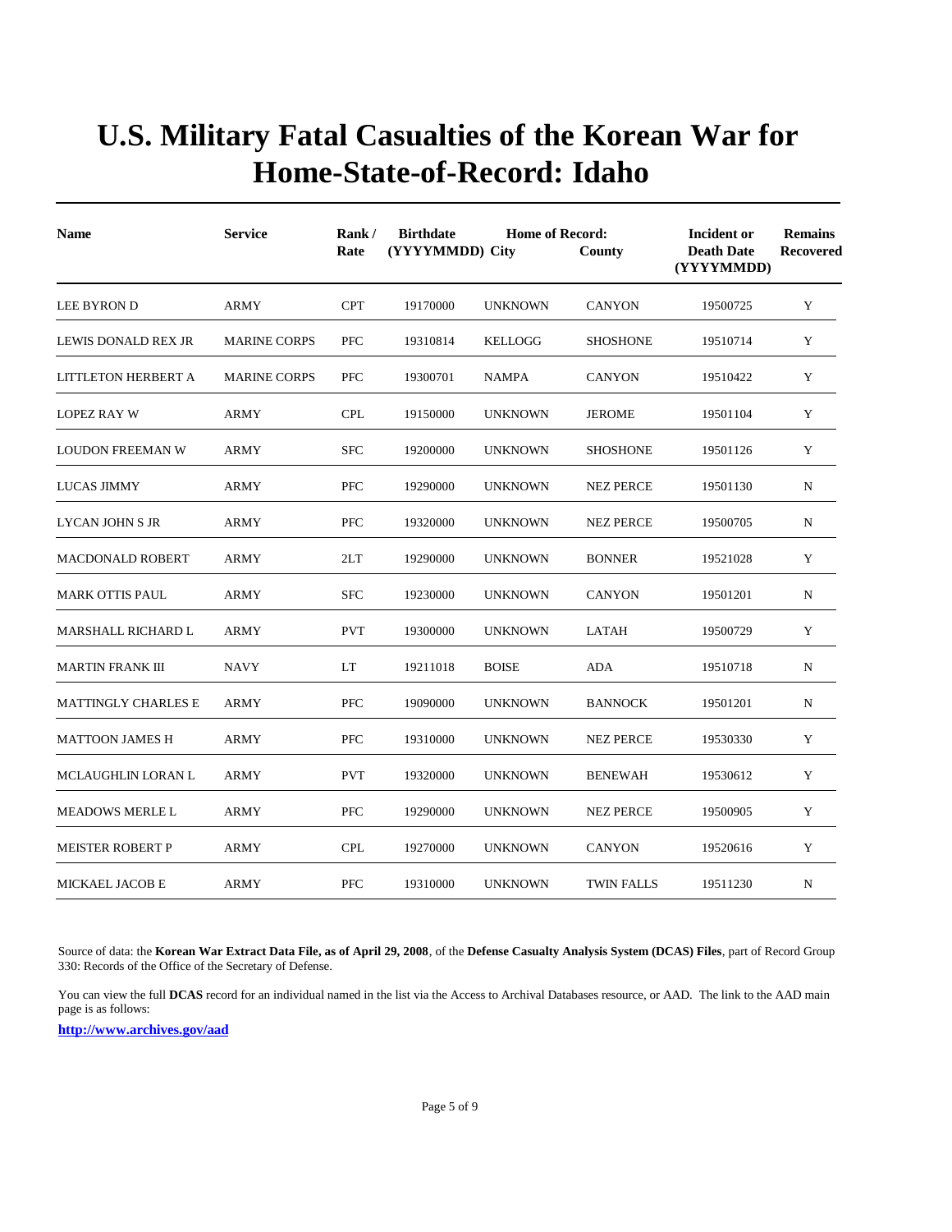# U.S. Military Fatal Casualties of the Korean War for Home-State-of-Record: Idaho

| Name | Service | Rank / Rate | Birthdate (YYYYMMDD) | Home of Record: City | County | Incident or Death Date (YYYYMMDD) | Remains Recovered |
|---|---|---|---|---|---|---|---|
| LEE BYRON D | ARMY | CPT | 19170000 | UNKNOWN | CANYON | 19500725 | Y |
| LEWIS DONALD REX JR | MARINE CORPS | PFC | 19310814 | KELLOGG | SHOSHONE | 19510714 | Y |
| LITTLETON HERBERT A | MARINE CORPS | PFC | 19300701 | NAMPA | CANYON | 19510422 | Y |
| LOPEZ RAY W | ARMY | CPL | 19150000 | UNKNOWN | JEROME | 19501104 | Y |
| LOUDON FREEMAN W | ARMY | SFC | 19200000 | UNKNOWN | SHOSHONE | 19501126 | Y |
| LUCAS JIMMY | ARMY | PFC | 19290000 | UNKNOWN | NEZ PERCE | 19501130 | N |
| LYCAN JOHN S JR | ARMY | PFC | 19320000 | UNKNOWN | NEZ PERCE | 19500705 | N |
| MACDONALD ROBERT | ARMY | 2LT | 19290000 | UNKNOWN | BONNER | 19521028 | Y |
| MARK OTTIS PAUL | ARMY | SFC | 19230000 | UNKNOWN | CANYON | 19501201 | N |
| MARSHALL RICHARD L | ARMY | PVT | 19300000 | UNKNOWN | LATAH | 19500729 | Y |
| MARTIN FRANK III | NAVY | LT | 19211018 | BOISE | ADA | 19510718 | N |
| MATTINGLY CHARLES E | ARMY | PFC | 19090000 | UNKNOWN | BANNOCK | 19501201 | N |
| MATTOON JAMES H | ARMY | PFC | 19310000 | UNKNOWN | NEZ PERCE | 19530330 | Y |
| MCLAUGHLIN LORAN L | ARMY | PVT | 19320000 | UNKNOWN | BENEWAH | 19530612 | Y |
| MEADOWS MERLE L | ARMY | PFC | 19290000 | UNKNOWN | NEZ PERCE | 19500905 | Y |
| MEISTER ROBERT P | ARMY | CPL | 19270000 | UNKNOWN | CANYON | 19520616 | Y |
| MICKAEL JACOB E | ARMY | PFC | 19310000 | UNKNOWN | TWIN FALLS | 19511230 | N |

Source of data: the **Korean War Extract Data File, as of April 29, 2008**, of the **Defense Casualty Analysis System (DCAS) Files**, part of Record Group 330: Records of the Office of the Secretary of Defense.

You can view the full **DCAS** record for an individual named in the list via the Access to Archival Databases resource, or AAD. The link to the AAD main page is as follows:

**http://www.archives.gov/aad**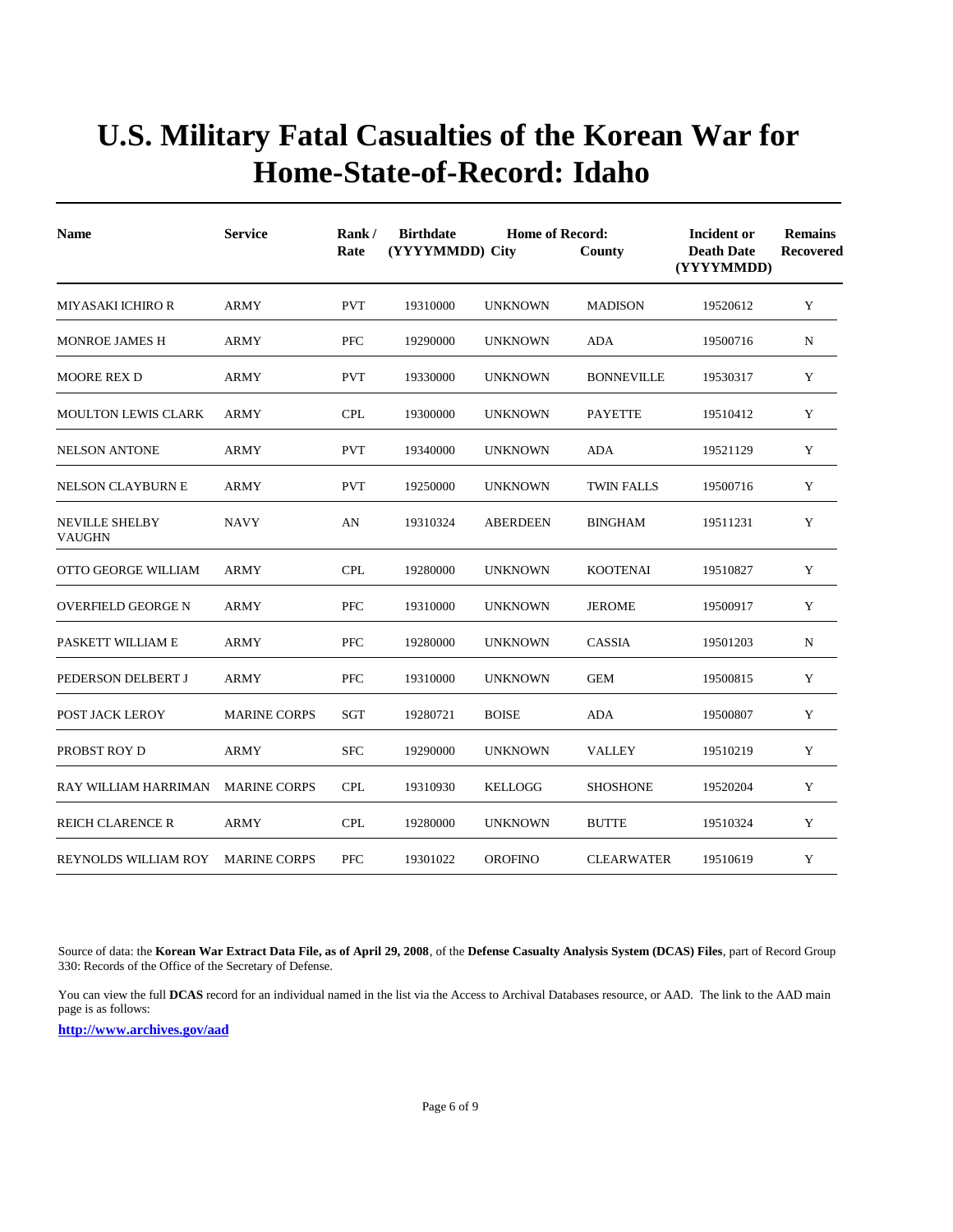# U.S. Military Fatal Casualties of the Korean War for Home-State-of-Record: Idaho

| Name | Service | Rank / Rate | Birthdate (YYYYMMDD) | Home of Record: City | County | Incident or Death Date (YYYYMMDD) | Remains Recovered |
|---|---|---|---|---|---|---|---|
| MIYASAKI ICHIRO R | ARMY | PVT | 19310000 | UNKNOWN | MADISON | 19520612 | Y |
| MONROE JAMES H | ARMY | PFC | 19290000 | UNKNOWN | ADA | 19500716 | N |
| MOORE REX D | ARMY | PVT | 19330000 | UNKNOWN | BONNEVILLE | 19530317 | Y |
| MOULTON LEWIS CLARK | ARMY | CPL | 19300000 | UNKNOWN | PAYETTE | 19510412 | Y |
| NELSON ANTONE | ARMY | PVT | 19340000 | UNKNOWN | ADA | 19521129 | Y |
| NELSON CLAYBURN E | ARMY | PVT | 19250000 | UNKNOWN | TWIN FALLS | 19500716 | Y |
| NEVILLE SHELBY VAUGHN | NAVY | AN | 19310324 | ABERDEEN | BINGHAM | 19511231 | Y |
| OTTO GEORGE WILLIAM | ARMY | CPL | 19280000 | UNKNOWN | KOOTENAI | 19510827 | Y |
| OVERFIELD GEORGE N | ARMY | PFC | 19310000 | UNKNOWN | JEROME | 19500917 | Y |
| PASKETT WILLIAM E | ARMY | PFC | 19280000 | UNKNOWN | CASSIA | 19501203 | N |
| PEDERSON DELBERT J | ARMY | PFC | 19310000 | UNKNOWN | GEM | 19500815 | Y |
| POST JACK LEROY | MARINE CORPS | SGT | 19280721 | BOISE | ADA | 19500807 | Y |
| PROBST ROY D | ARMY | SFC | 19290000 | UNKNOWN | VALLEY | 19510219 | Y |
| RAY WILLIAM HARRIMAN | MARINE CORPS | CPL | 19310930 | KELLOGG | SHOSHONE | 19520204 | Y |
| REICH CLARENCE R | ARMY | CPL | 19280000 | UNKNOWN | BUTTE | 19510324 | Y |
| REYNOLDS WILLIAM ROY | MARINE CORPS | PFC | 19301022 | OROFINO | CLEARWATER | 19510619 | Y |

Source of data: the **Korean War Extract Data File, as of April 29, 2008**, of the **Defense Casualty Analysis System (DCAS) Files**, part of Record Group 330: Records of the Office of the Secretary of Defense.

You can view the full **DCAS** record for an individual named in the list via the Access to Archival Databases resource, or AAD. The link to the AAD main page is as follows:

**http://www.archives.gov/aad**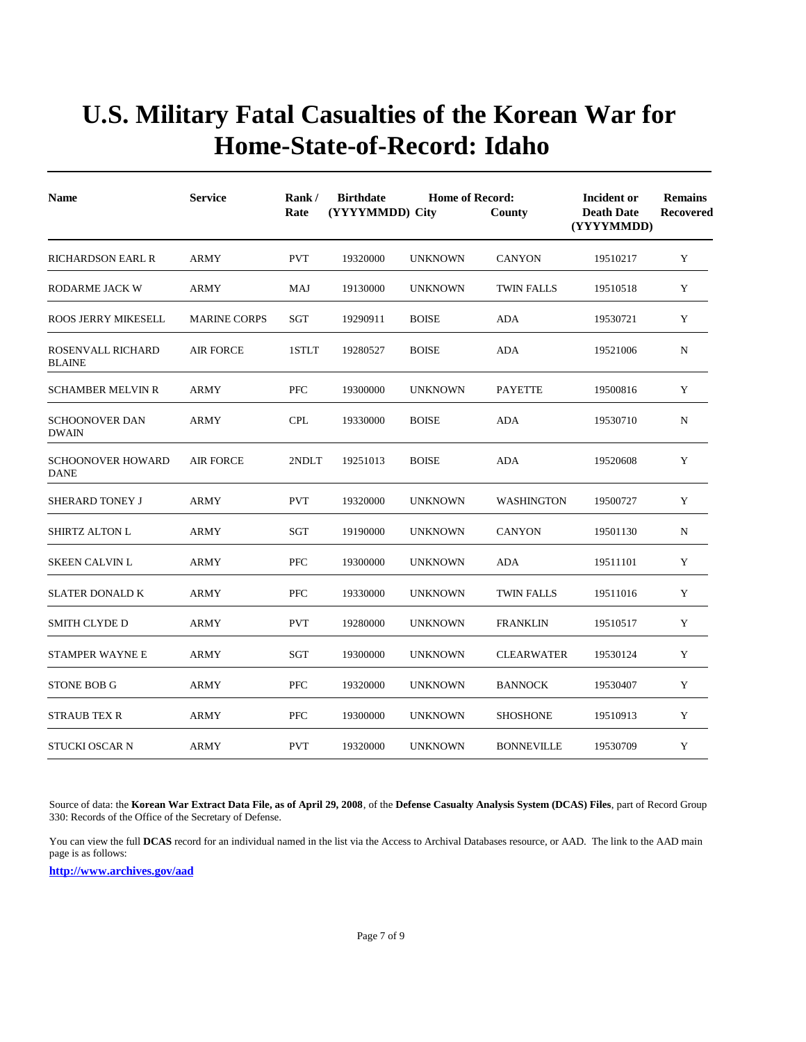# U.S. Military Fatal Casualties of the Korean War for Home-State-of-Record: Idaho

| Name | Service | Rank / Rate | Birthdate (YYYYMMDD) | Home of Record: City | County | Incident or Death Date (YYYYMMDD) | Remains Recovered |
|---|---|---|---|---|---|---|---|
| RICHARDSON EARL R | ARMY | PVT | 19320000 | UNKNOWN | CANYON | 19510217 | Y |
| RODARME JACK W | ARMY | MAJ | 19130000 | UNKNOWN | TWIN FALLS | 19510518 | Y |
| ROOS JERRY MIKESELL | MARINE CORPS | SGT | 19290911 | BOISE | ADA | 19530721 | Y |
| ROSENVALL RICHARD BLAINE | AIR FORCE | 1STLT | 19280527 | BOISE | ADA | 19521006 | N |
| SCHAMBER MELVIN R | ARMY | PFC | 19300000 | UNKNOWN | PAYETTE | 19500816 | Y |
| SCHOONOVER DAN DWAIN | ARMY | CPL | 19330000 | BOISE | ADA | 19530710 | N |
| SCHOONOVER HOWARD DANE | AIR FORCE | 2NDLT | 19251013 | BOISE | ADA | 19520608 | Y |
| SHERARD TONEY J | ARMY | PVT | 19320000 | UNKNOWN | WASHINGTON | 19500727 | Y |
| SHIRTZ ALTON L | ARMY | SGT | 19190000 | UNKNOWN | CANYON | 19501130 | N |
| SKEEN CALVIN L | ARMY | PFC | 19300000 | UNKNOWN | ADA | 19511101 | Y |
| SLATER DONALD K | ARMY | PFC | 19330000 | UNKNOWN | TWIN FALLS | 19511016 | Y |
| SMITH CLYDE D | ARMY | PVT | 19280000 | UNKNOWN | FRANKLIN | 19510517 | Y |
| STAMPER WAYNE E | ARMY | SGT | 19300000 | UNKNOWN | CLEARWATER | 19530124 | Y |
| STONE BOB G | ARMY | PFC | 19320000 | UNKNOWN | BANNOCK | 19530407 | Y |
| STRAUB TEX R | ARMY | PFC | 19300000 | UNKNOWN | SHOSHONE | 19510913 | Y |
| STUCKI OSCAR N | ARMY | PVT | 19320000 | UNKNOWN | BONNEVILLE | 19530709 | Y |

Source of data: the **Korean War Extract Data File, as of April 29, 2008**, of the **Defense Casualty Analysis System (DCAS) Files**, part of Record Group 330: Records of the Office of the Secretary of Defense.

You can view the full **DCAS** record for an individual named in the list via the Access to Archival Databases resource, or AAD. The link to the AAD main page is as follows:

**http://www.archives.gov/aad**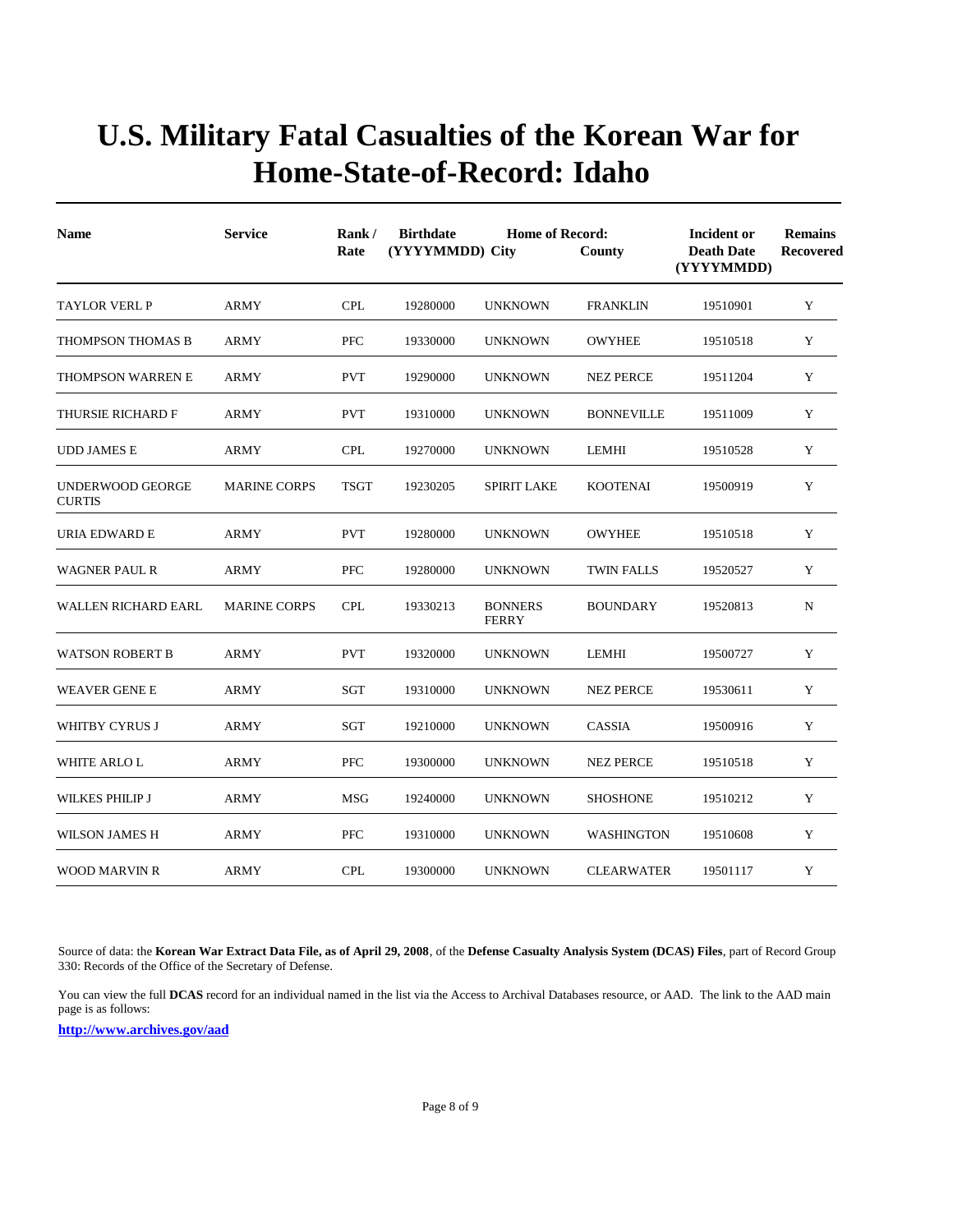# U.S. Military Fatal Casualties of the Korean War for Home-State-of-Record: Idaho

| Name | Service | Rank / Rate | Birthdate (YYYYMMDD) | Home of Record: City | County | Incident or Death Date (YYYYMMDD) | Remains Recovered |
|---|---|---|---|---|---|---|---|
| TAYLOR VERL P | ARMY | CPL | 19280000 | UNKNOWN | FRANKLIN | 19510901 | Y |
| THOMPSON THOMAS B | ARMY | PFC | 19330000 | UNKNOWN | OWYHEE | 19510518 | Y |
| THOMPSON WARREN E | ARMY | PVT | 19290000 | UNKNOWN | NEZ PERCE | 19511204 | Y |
| THURSIE RICHARD F | ARMY | PVT | 19310000 | UNKNOWN | BONNEVILLE | 19511009 | Y |
| UDD JAMES E | ARMY | CPL | 19270000 | UNKNOWN | LEMHI | 19510528 | Y |
| UNDERWOOD GEORGE CURTIS | MARINE CORPS | TSGT | 19230205 | SPIRIT LAKE | KOOTENAI | 19500919 | Y |
| URIA EDWARD E | ARMY | PVT | 19280000 | UNKNOWN | OWYHEE | 19510518 | Y |
| WAGNER PAUL R | ARMY | PFC | 19280000 | UNKNOWN | TWIN FALLS | 19520527 | Y |
| WALLEN RICHARD EARL | MARINE CORPS | CPL | 19330213 | BONNERS FERRY | BOUNDARY | 19520813 | N |
| WATSON ROBERT B | ARMY | PVT | 19320000 | UNKNOWN | LEMHI | 19500727 | Y |
| WEAVER GENE E | ARMY | SGT | 19310000 | UNKNOWN | NEZ PERCE | 19530611 | Y |
| WHITBY CYRUS J | ARMY | SGT | 19210000 | UNKNOWN | CASSIA | 19500916 | Y |
| WHITE ARLO L | ARMY | PFC | 19300000 | UNKNOWN | NEZ PERCE | 19510518 | Y |
| WILKES PHILIP J | ARMY | MSG | 19240000 | UNKNOWN | SHOSHONE | 19510212 | Y |
| WILSON JAMES H | ARMY | PFC | 19310000 | UNKNOWN | WASHINGTON | 19510608 | Y |
| WOOD MARVIN R | ARMY | CPL | 19300000 | UNKNOWN | CLEARWATER | 19501117 | Y |

Source of data: the **Korean War Extract Data File, as of April 29, 2008**, of the **Defense Casualty Analysis System (DCAS) Files**, part of Record Group 330: Records of the Office of the Secretary of Defense.

You can view the full **DCAS** record for an individual named in the list via the Access to Archival Databases resource, or AAD. The link to the AAD main page is as follows:

**http://www.archives.gov/aad**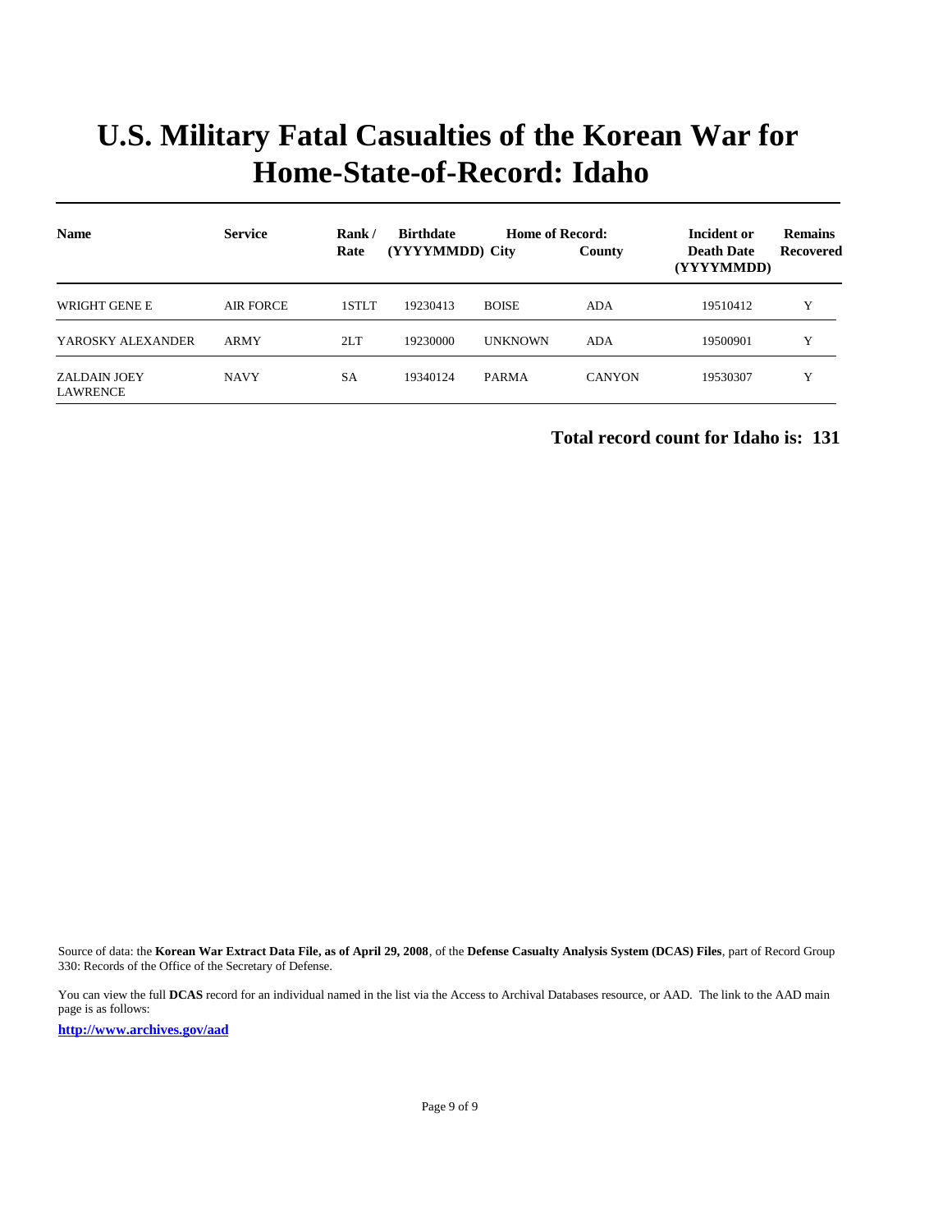# U.S. Military Fatal Casualties of the Korean War for Home-State-of-Record: Idaho

| Name | Service | Rank / Rate | Birthdate (YYYYMMDD) | Home of Record: City | County | Incident or Death Date (YYYYMMDD) | Remains Recovered |
|---|---|---|---|---|---|---|---|
| WRIGHT GENE E | AIR FORCE | 1STLT | 19230413 | BOISE | ADA | 19510412 | Y |
| YAROSKY ALEXANDER | ARMY | 2LT | 19230000 | UNKNOWN | ADA | 19500901 | Y |
| ZALDAIN JOEY LAWRENCE | NAVY | SA | 19340124 | PARMA | CANYON | 19530307 | Y |

**Total record count for Idaho is: 131**

Source of data: the **Korean War Extract Data File, as of April 29, 2008**, of the **Defense Casualty Analysis System (DCAS) Files**, part of Record Group 330: Records of the Office of the Secretary of Defense.

You can view the full **DCAS** record for an individual named in the list via the Access to Archival Databases resource, or AAD. The link to the AAD main page is as follows:

**http://www.archives.gov/aad**